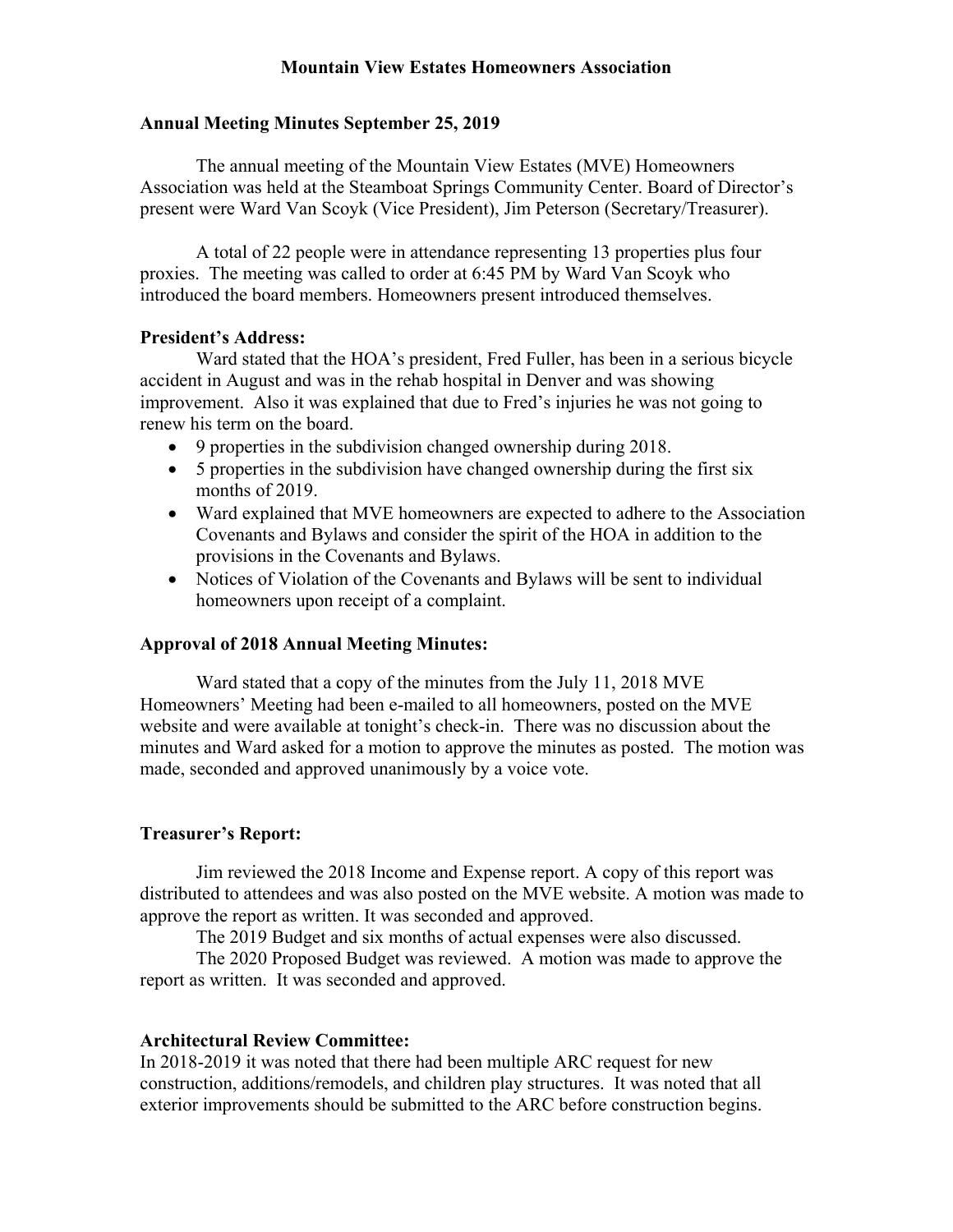# Mountain View Estates Homeowners Association

## Annual Meeting Minutes September 25, 2019

The annual meeting of the Mountain View Estates (MVE) Homeowners Association was held at the Steamboat Springs Community Center. Board of Director's present were Ward Van Scoyk (Vice President), Jim Peterson (Secretary/Treasurer).

A total of 22 people were in attendance representing 13 properties plus four proxies. The meeting was called to order at 6:45 PM by Ward Van Scoyk who introduced the board members. Homeowners present introduced themselves.

### President's Address:

Ward stated that the HOA's president, Fred Fuller, has been in a serious bicycle accident in August and was in the rehab hospital in Denver and was showing improvement. Also it was explained that due to Fred's injuries he was not going to renew his term on the board.

- 9 properties in the subdivision changed ownership during 2018.
- 5 properties in the subdivision have changed ownership during the first six months of 2019.
- Ward explained that MVE homeowners are expected to adhere to the Association Covenants and Bylaws and consider the spirit of the HOA in addition to the provisions in the Covenants and Bylaws.
- Notices of Violation of the Covenants and Bylaws will be sent to individual homeowners upon receipt of a complaint.

### Approval of 2018 Annual Meeting Minutes:

Ward stated that a copy of the minutes from the July 11, 2018 MVE Homeowners' Meeting had been e-mailed to all homeowners, posted on the MVE website and were available at tonight's check-in. There was no discussion about the minutes and Ward asked for a motion to approve the minutes as posted. The motion was made, seconded and approved unanimously by a voice vote.

### Treasurer's Report:

Jim reviewed the 2018 Income and Expense report. A copy of this report was distributed to attendees and was also posted on the MVE website. A motion was made to approve the report as written. It was seconded and approved.

The 2019 Budget and six months of actual expenses were also discussed.

The 2020 Proposed Budget was reviewed. A motion was made to approve the report as written. It was seconded and approved.

### Architectural Review Committee:

In 2018-2019 it was noted that there had been multiple ARC request for new construction, additions/remodels, and children play structures. It was noted that all exterior improvements should be submitted to the ARC before construction begins.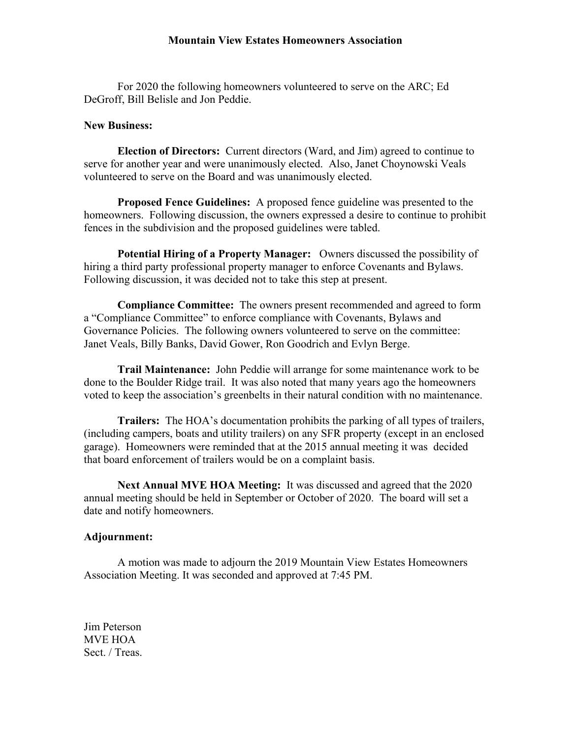For 2020 the following homeowners volunteered to serve on the ARC; Ed DeGroff, Bill Belisle and Jon Peddie.

**New Business:**

**Election of Directors:** Current directors (Ward, and Jim) agreed to continue to serve for another year and were unanimously elected. Also, Janet Choynowski Veals volunteered to serve on the Board and was unanimously elected.

**Proposed Fence Guidelines:** A proposed fence guideline was presented to the homeowners. Following discussion, the owners expressed a desire to continue to prohibit fences in the subdivision and the proposed guidelines were tabled.

**Potential Hiring of a Property Manager:** Owners discussed the possibility of hiring a third party professional property manager to enforce Covenants and Bylaws. Following discussion, it was decided not to take this step at present.

**Compliance Committee:** The owners present recommended and agreed to form a "Compliance Committee" to enforce compliance with Covenants, Bylaws and Governance Policies. The following owners volunteered to serve on the committee: Janet Veals, Billy Banks, David Gower, Ron Goodrich and Evlyn Berge.

**Trail Maintenance:** John Peddie will arrange for some maintenance work to be done to the Boulder Ridge trail. It was also noted that many years ago the homeowners voted to keep the association's greenbelts in their natural condition with no maintenance.

**Trailers:** The HOA's documentation prohibits the parking of all types of trailers, (including campers, boats and utility trailers) on any SFR property (except in an enclosed garage). Homeowners were reminded that at the 2015 annual meeting it was decided that board enforcement of trailers would be on a complaint basis.

**Next Annual MVE HOA Meeting:** It was discussed and agreed that the 2020 annual meeting should be held in September or October of 2020. The board will set a date and notify homeowners.

**Adjournment:**

A motion was made to adjourn the 2019 Mountain View Estates Homeowners Association Meeting. It was seconded and approved at 7:45 PM.

Jim Peterson
MVE HOA
Sect. / Treas.